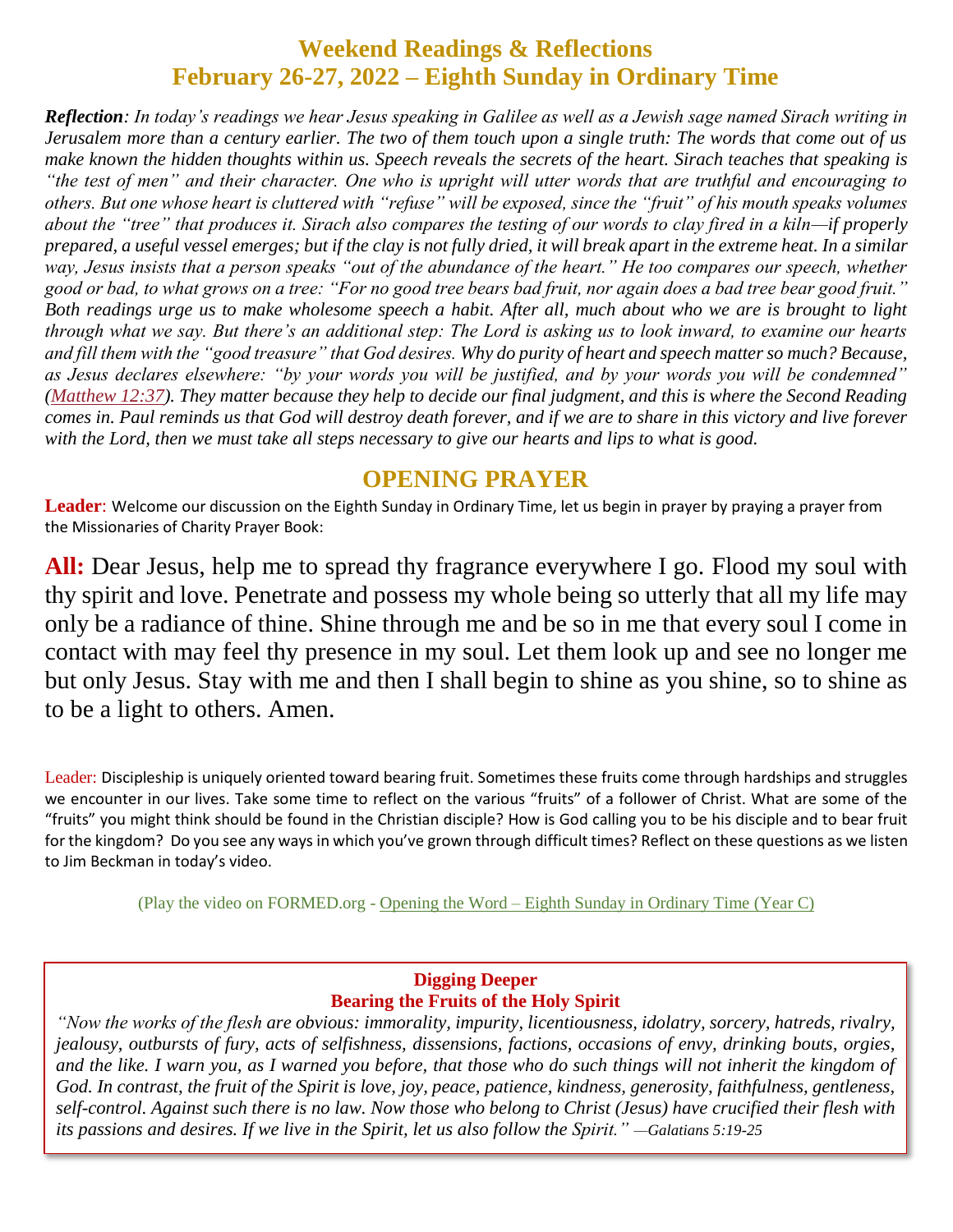# Weekend Readings & Reflections
# February 26-27, 2022 – Eighth Sunday in Ordinary Time

***Reflection**: In today's readings we hear Jesus speaking in Galilee as well as a Jewish sage named Sirach writing in Jerusalem more than a century earlier. The two of them touch upon a single truth: The words that come out of us make known the hidden thoughts within us. Speech reveals the secrets of the heart. Sirach teaches that speaking is "the test of men" and their character. One who is upright will utter words that are truthful and encouraging to others. But one whose heart is cluttered with "refuse" will be exposed, since the "fruit" of his mouth speaks volumes about the "tree" that produces it. Sirach also compares the testing of our words to clay fired in a kiln—if properly prepared, a useful vessel emerges; but if the clay is not fully dried, it will break apart in the extreme heat. In a similar way, Jesus insists that a person speaks "out of the abundance of the heart." He too compares our speech, whether good or bad, to what grows on a tree: "For no good tree bears bad fruit, nor again does a bad tree bear good fruit." Both readings urge us to make wholesome speech a habit. After all, much about who we are is brought to light through what we say. But there's an additional step: The Lord is asking us to look inward, to examine our hearts and fill them with the "good treasure" that God desires. Why do purity of heart and speech matter so much? Because, as Jesus declares elsewhere: "by your words you will be justified, and by your words you will be condemned" (Matthew 12:37). They matter because they help to decide our final judgment, and this is where the Second Reading comes in. Paul reminds us that God will destroy death forever, and if we are to share in this victory and live forever with the Lord, then we must take all steps necessary to give our hearts and lips to what is good.*

## OPENING PRAYER

**Leader**: Welcome our discussion on the Eighth Sunday in Ordinary Time, let us begin in prayer by praying a prayer from the Missionaries of Charity Prayer Book:

**All:** Dear Jesus, help me to spread thy fragrance everywhere I go. Flood my soul with thy spirit and love. Penetrate and possess my whole being so utterly that all my life may only be a radiance of thine. Shine through me and be so in me that every soul I come in contact with may feel thy presence in my soul. Let them look up and see no longer me but only Jesus. Stay with me and then I shall begin to shine as you shine, so to shine as to be a light to others. Amen.

Leader: Discipleship is uniquely oriented toward bearing fruit. Sometimes these fruits come through hardships and struggles we encounter in our lives. Take some time to reflect on the various "fruits" of a follower of Christ. What are some of the "fruits" you might think should be found in the Christian disciple? How is God calling you to be his disciple and to bear fruit for the kingdom? Do you see any ways in which you've grown through difficult times? Reflect on these questions as we listen to Jim Beckman in today's video.

(Play the video on FORMED.org - Opening the Word – Eighth Sunday in Ordinary Time (Year C)

### Digging Deeper
### Bearing the Fruits of the Holy Spirit

*"Now the works of the flesh are obvious: immorality, impurity, licentiousness, idolatry, sorcery, hatreds, rivalry, jealousy, outbursts of fury, acts of selfishness, dissensions, factions, occasions of envy, drinking bouts, orgies, and the like. I warn you, as I warned you before, that those who do such things will not inherit the kingdom of God. In contrast, the fruit of the Spirit is love, joy, peace, patience, kindness, generosity, faithfulness, gentleness, self-control. Against such there is no law. Now those who belong to Christ (Jesus) have crucified their flesh with its passions and desires. If we live in the Spirit, let us also follow the Spirit." —Galatians 5:19-25*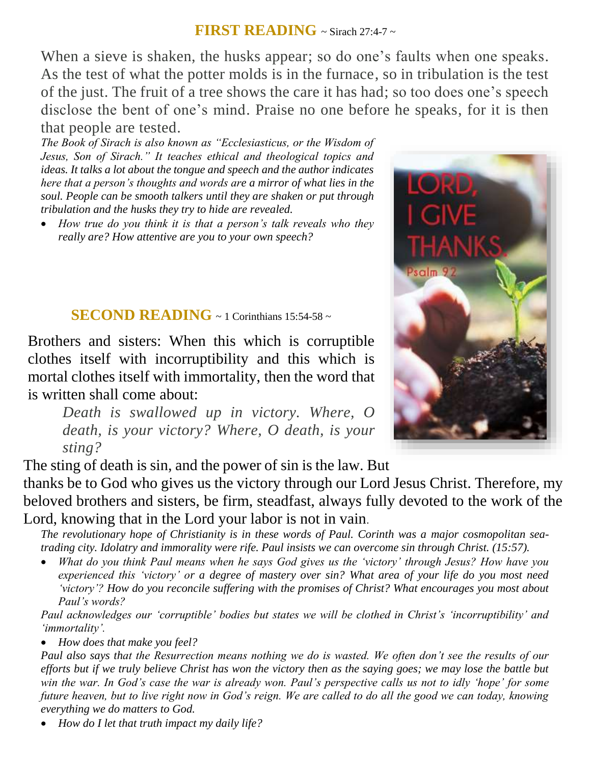## FIRST READING ~ Sirach 27:4-7 ~

When a sieve is shaken, the husks appear; so do one's faults when one speaks. As the test of what the potter molds is in the furnace, so in tribulation is the test of the just. The fruit of a tree shows the care it has had; so too does one's speech disclose the bent of one's mind. Praise no one before he speaks, for it is then that people are tested.

*The Book of Sirach is also known as "Ecclesiasticus, or the Wisdom of Jesus, Son of Sirach." It teaches ethical and theological topics and ideas. It talks a lot about the tongue and speech and the author indicates here that a person's thoughts and words are a mirror of what lies in the soul. People can be smooth talkers until they are shaken or put through tribulation and the husks they try to hide are revealed.*

- *How true do you think it is that a person's talk reveals who they really are? How attentive are you to your own speech?*

## SECOND READING ~ 1 Corinthians 15:54-58 ~

Brothers and sisters: When this which is corruptible clothes itself with incorruptibility and this which is mortal clothes itself with immortality, then the word that is written shall come about:

> *Death is swallowed up in victory. Where, O death, is your victory? Where, O death, is your sting?*

The sting of death is sin, and the power of sin is the law. But thanks be to God who gives us the victory through our Lord Jesus Christ. Therefore, my beloved brothers and sisters, be firm, steadfast, always fully devoted to the work of the Lord, knowing that in the Lord your labor is not in vain.

*The revolutionary hope of Christianity is in these words of Paul. Corinth was a major cosmopolitan sea-trading city. Idolatry and immorality were rife. Paul insists we can overcome sin through Christ. (15:57).*

- *What do you think Paul means when he says God gives us the 'victory' through Jesus? How have you experienced this 'victory' or a degree of mastery over sin? What area of your life do you most need 'victory'? How do you reconcile suffering with the promises of Christ? What encourages you most about Paul's words?*

*Paul acknowledges our 'corruptible' bodies but states we will be clothed in Christ's 'incorruptibility' and 'immortality'.*

- *How does that make you feel?*

*Paul also says that the Resurrection means nothing we do is wasted. We often don't see the results of our efforts but if we truly believe Christ has won the victory then as the saying goes; we may lose the battle but win the war. In God's case the war is already won. Paul's perspective calls us not to idly 'hope' for some future heaven, but to live right now in God's reign. We are called to do all the good we can today, knowing everything we do matters to God.*

- *How do I let that truth impact my daily life?*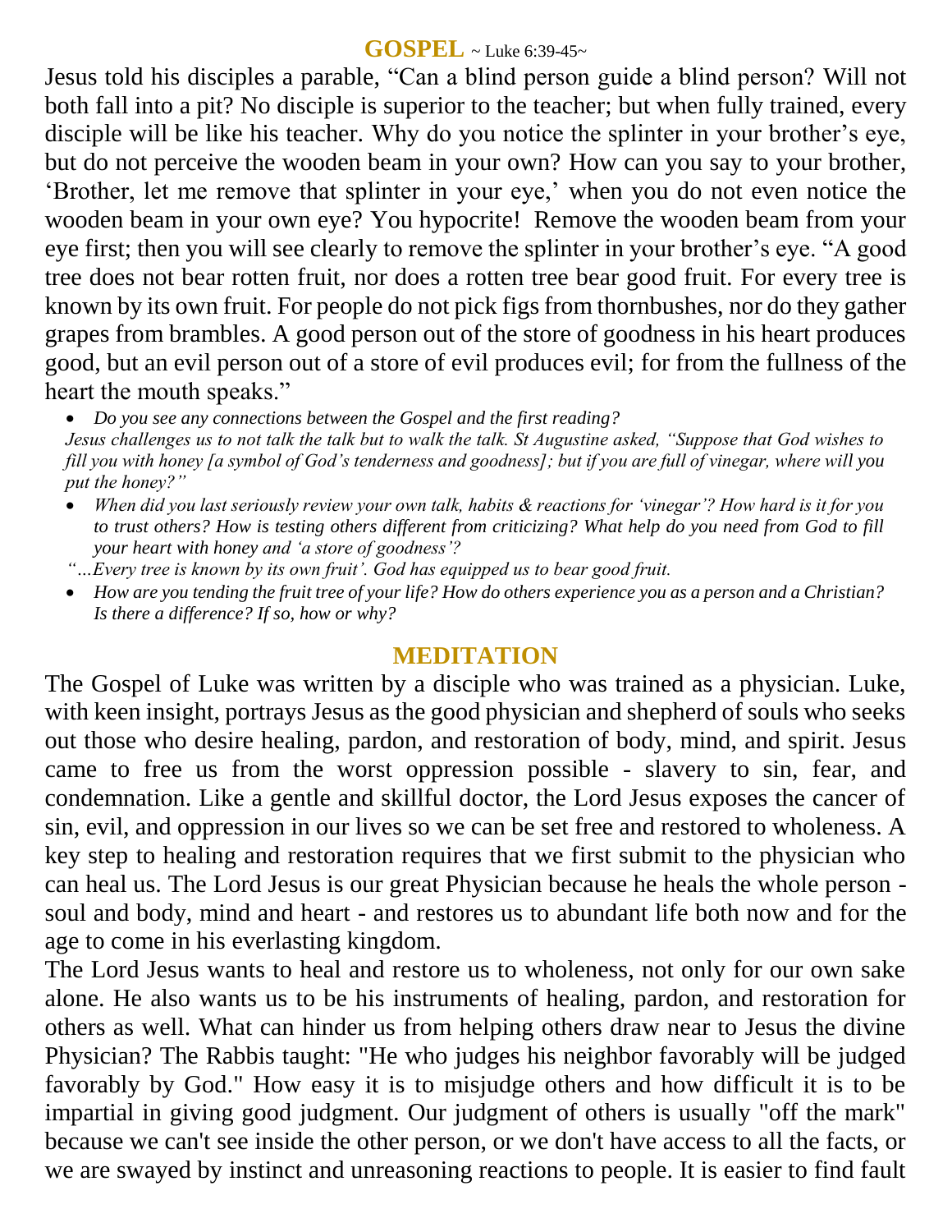## GOSPEL ~ Luke 6:39-45~

Jesus told his disciples a parable, “Can a blind person guide a blind person? Will not both fall into a pit? No disciple is superior to the teacher; but when fully trained, every disciple will be like his teacher. Why do you notice the splinter in your brother’s eye, but do not perceive the wooden beam in your own? How can you say to your brother, ‘Brother, let me remove that splinter in your eye,’ when you do not even notice the wooden beam in your own eye? You hypocrite! Remove the wooden beam from your eye first; then you will see clearly to remove the splinter in your brother’s eye. “A good tree does not bear rotten fruit, nor does a rotten tree bear good fruit. For every tree is known by its own fruit. For people do not pick figs from thornbushes, nor do they gather grapes from brambles. A good person out of the store of goodness in his heart produces good, but an evil person out of a store of evil produces evil; for from the fullness of the heart the mouth speaks.”

- *Do you see any connections between the Gospel and the first reading?*

*Jesus challenges us to not talk the talk but to walk the talk. St Augustine asked, “Suppose that God wishes to fill you with honey [a symbol of God’s tenderness and goodness]; but if you are full of vinegar, where will you put the honey?”*

- *When did you last seriously review your own talk, habits & reactions for ‘vinegar’? How hard is it for you to trust others? How is testing others different from criticizing? What help do you need from God to fill your heart with honey and ‘a store of goodness’?*

*“…Every tree is known by its own fruit’. God has equipped us to bear good fruit.*

- *How are you tending the fruit tree of your life? How do others experience you as a person and a Christian? Is there a difference? If so, how or why?*

## MEDITATION

The Gospel of Luke was written by a disciple who was trained as a physician. Luke, with keen insight, portrays Jesus as the good physician and shepherd of souls who seeks out those who desire healing, pardon, and restoration of body, mind, and spirit. Jesus came to free us from the worst oppression possible - slavery to sin, fear, and condemnation. Like a gentle and skillful doctor, the Lord Jesus exposes the cancer of sin, evil, and oppression in our lives so we can be set free and restored to wholeness. A key step to healing and restoration requires that we first submit to the physician who can heal us. The Lord Jesus is our great Physician because he heals the whole person - soul and body, mind and heart - and restores us to abundant life both now and for the age to come in his everlasting kingdom.

The Lord Jesus wants to heal and restore us to wholeness, not only for our own sake alone. He also wants us to be his instruments of healing, pardon, and restoration for others as well. What can hinder us from helping others draw near to Jesus the divine Physician? The Rabbis taught: "He who judges his neighbor favorably will be judged favorably by God." How easy it is to misjudge others and how difficult it is to be impartial in giving good judgment. Our judgment of others is usually "off the mark" because we can't see inside the other person, or we don't have access to all the facts, or we are swayed by instinct and unreasoning reactions to people. It is easier to find fault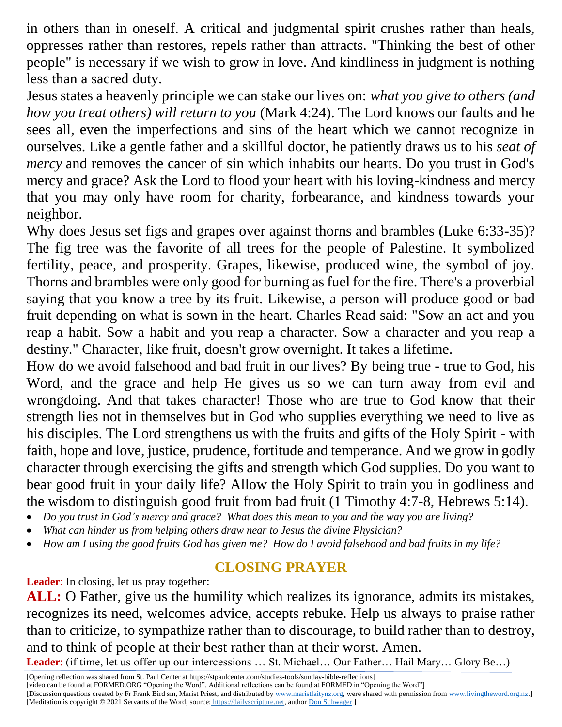in others than in oneself. A critical and judgmental spirit crushes rather than heals, oppresses rather than restores, repels rather than attracts. "Thinking the best of other people" is necessary if we wish to grow in love. And kindliness in judgment is nothing less than a sacred duty.

Jesus states a heavenly principle we can stake our lives on: *what you give to others (and how you treat others) will return to you* (Mark 4:24). The Lord knows our faults and he sees all, even the imperfections and sins of the heart which we cannot recognize in ourselves. Like a gentle father and a skillful doctor, he patiently draws us to his *seat of mercy* and removes the cancer of sin which inhabits our hearts. Do you trust in God's mercy and grace? Ask the Lord to flood your heart with his loving-kindness and mercy that you may only have room for charity, forbearance, and kindness towards your neighbor.

Why does Jesus set figs and grapes over against thorns and brambles (Luke 6:33-35)? The fig tree was the favorite of all trees for the people of Palestine. It symbolized fertility, peace, and prosperity. Grapes, likewise, produced wine, the symbol of joy. Thorns and brambles were only good for burning as fuel for the fire. There's a proverbial saying that you know a tree by its fruit. Likewise, a person will produce good or bad fruit depending on what is sown in the heart. Charles Read said: "Sow an act and you reap a habit. Sow a habit and you reap a character. Sow a character and you reap a destiny." Character, like fruit, doesn't grow overnight. It takes a lifetime.

How do we avoid falsehood and bad fruit in our lives? By being true - true to God, his Word, and the grace and help He gives us so we can turn away from evil and wrongdoing. And that takes character! Those who are true to God know that their strength lies not in themselves but in God who supplies everything we need to live as his disciples. The Lord strengthens us with the fruits and gifts of the Holy Spirit - with faith, hope and love, justice, prudence, fortitude and temperance. And we grow in godly character through exercising the gifts and strength which God supplies. Do you want to bear good fruit in your daily life? Allow the Holy Spirit to train you in godliness and the wisdom to distinguish good fruit from bad fruit (1 Timothy 4:7-8, Hebrews 5:14).

- *Do you trust in God's mercy and grace? What does this mean to you and the way you are living?*
- *What can hinder us from helping others draw near to Jesus the divine Physician?*
- *How am I using the good fruits God has given me? How do I avoid falsehood and bad fruits in my life?*

## CLOSING PRAYER

**Leader**: In closing, let us pray together:

**ALL:** O Father, give us the humility which realizes its ignorance, admits its mistakes, recognizes its need, welcomes advice, accepts rebuke. Help us always to praise rather than to criticize, to sympathize rather than to discourage, to build rather than to destroy, and to think of people at their best rather than at their worst. Amen.

**Leader**: (if time, let us offer up our intercessions … St. Michael… Our Father… Hail Mary… Glory Be…)

[Opening reflection was shared from St. Paul Center at https://stpaulcenter.com/studies-tools/sunday-bible-reflections]
[video can be found at FORMED.ORG "Opening the Word". Additional reflections can be found at FORMED in "Opening the Word"]
[Discussion questions created by Fr Frank Bird sm, Marist Priest, and distributed by www.maristlaitynz.org, were shared with permission from www.livingtheword.org.nz.]
[Meditation is copyright © 2021 Servants of the Word, source: https://dailyscripture.net, author Don Schwager ]